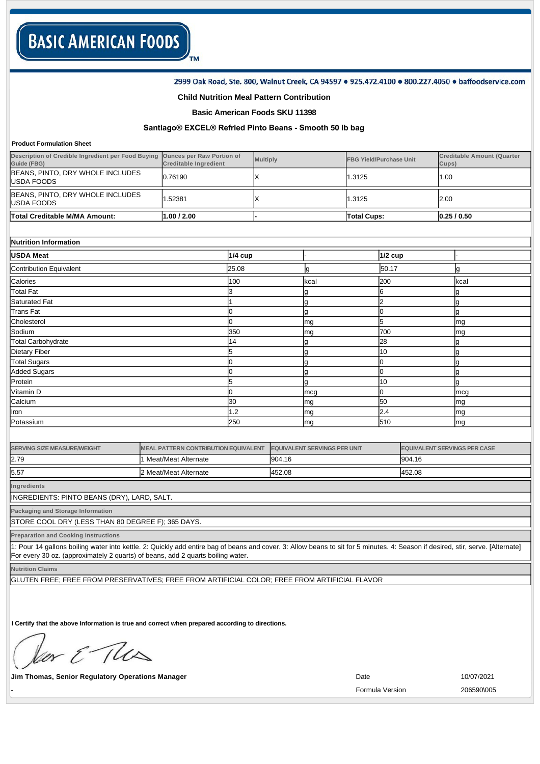# BASIC AMERICAN FOODS

2999 Oak Road, Ste. 800, Walnut Creek, CA 94597 • 925.472.4100 • 800.227.4050 • baffoodservice.com

**Child Nutrition Meal Pattern Contribution**

**Basic American Foods SKU 11398**

**Santiago® EXCEL® Refried Pinto Beans - Smooth 50 lb bag**

**Product Formulation Sheet**

| Description of Credible Ingredient per Food Buying Guide (FBG) | Ounces per Raw Portion of Creditable Ingredient | Multiply | FBG Yield/Purchase Unit | Creditable Amount (Quarter Cups) |
|---|---|---|---|---|
| BEANS, PINTO, DRY WHOLE INCLUDES USDA FOODS | 0.76190 | X | 1.3125 | 1.00 |
| BEANS, PINTO, DRY WHOLE INCLUDES USDA FOODS | 1.52381 | X | 1.3125 | 2.00 |
| **Total Creditable M/MA Amount:** | **1.00 / 2.00** | - | **Total Cups:** | **0.25 / 0.50** |

**Nutrition Information**

| **USDA Meat** | **1/4 cup** | - | **1/2 cup** | - |
|---|---|---|---|---|
| Contribution Equivalent | 25.08 | g | 50.17 | g |
| Calories | 100 | kcal | 200 | kcal |
| Total Fat | 3 | g | 6 | g |
| Saturated Fat | 1 | g | 2 | g |
| Trans Fat | 0 | g | 0 | g |
| Cholesterol | 0 | mg | 5 | mg |
| Sodium | 350 | mg | 700 | mg |
| Total Carbohydrate | 14 | g | 28 | g |
| Dietary Fiber | 5 | g | 10 | g |
| Total Sugars | 0 | g | 0 | g |
| Added Sugars | 0 | g | 0 | g |
| Protein | 5 | g | 10 | g |
| Vitamin D | 0 | mcg | 0 | mcg |
| Calcium | 30 | mg | 50 | mg |
| Iron | 1.2 | mg | 2.4 | mg |
| Potassium | 250 | mg | 510 | mg |

| SERVING SIZE MEASURE/WEIGHT | MEAL PATTERN CONTRIBUTION EQUIVALENT | EQUIVALENT SERVINGS PER UNIT | EQUIVALENT SERVINGS PER CASE |
|---|---|---|---|
| 2.79 | 1 Meat/Meat Alternate | 904.16 | 904.16 |
| 5.57 | 2 Meat/Meat Alternate | 452.08 | 452.08 |

**Ingredients**

INGREDIENTS: PINTO BEANS (DRY), LARD, SALT.

**Packaging and Storage Information**

STORE COOL DRY (LESS THAN 80 DEGREE F); 365 DAYS.

**Preparation and Cooking Instructions**

1: Pour 14 gallons boiling water into kettle. 2: Quickly add entire bag of beans and cover. 3: Allow beans to sit for 5 minutes. 4: Season if desired, stir, serve. [Alternate] For every 30 oz. (approximately 2 quarts) of beans, add 2 quarts boiling water.

**Nutrition Claims**

GLUTEN FREE; FREE FROM PRESERVATIVES; FREE FROM ARTIFICIAL COLOR; FREE FROM ARTIFICIAL FLAVOR

**I Certify that the above Information is true and correct when prepared according to directions.**

**Jim Thomas, Senior Regulatory Operations Manager**

Date: 10/07/2021

Formula Version: 206590\005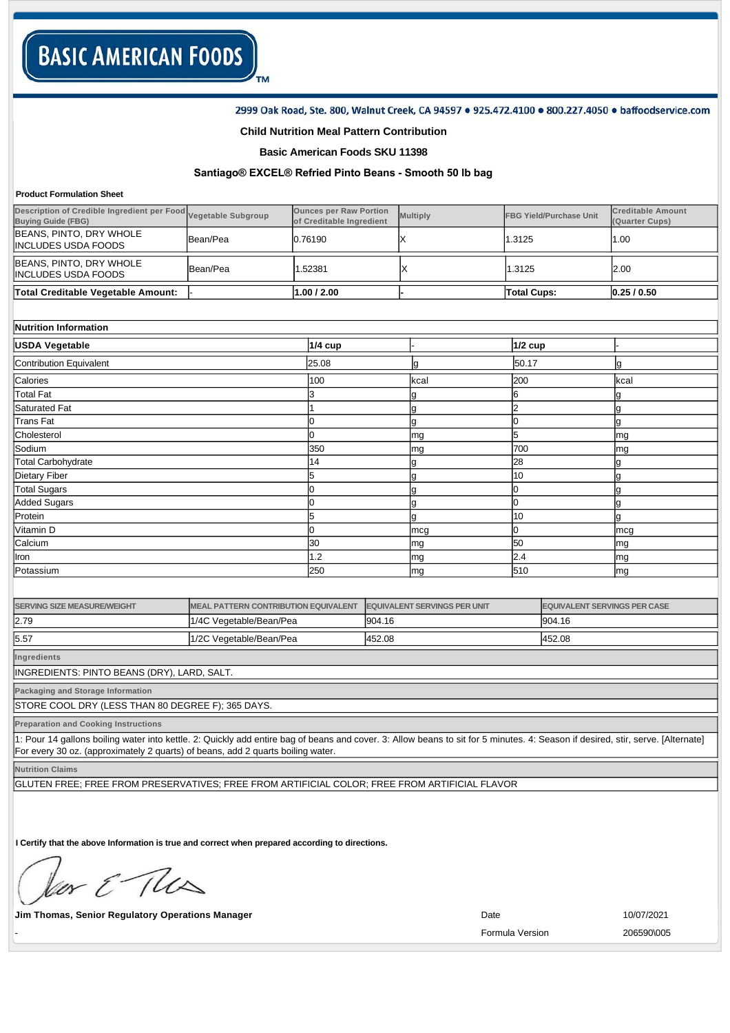# BASIC AMERICAN FOODS™

2999 Oak Road, Ste. 800, Walnut Creek, CA 94597 • 925.472.4100 • 800.227.4050 • baffoodservice.com

**Child Nutrition Meal Pattern Contribution**

**Basic American Foods SKU 11398**

**Santiago® EXCEL® Refried Pinto Beans - Smooth 50 lb bag**

**Product Formulation Sheet**

| Description of Credible Ingredient per Food Buying Guide (FBG) | Vegetable Subgroup | Ounces per Raw Portion of Creditable Ingredient | Multiply | FBG Yield/Purchase Unit | Creditable Amount (Quarter Cups) |
|---|---|---|---|---|---|
| BEANS, PINTO, DRY WHOLE INCLUDES USDA FOODS | Bean/Pea | 0.76190 | X | 1.3125 | 1.00 |
| BEANS, PINTO, DRY WHOLE INCLUDES USDA FOODS | Bean/Pea | 1.52381 | X | 1.3125 | 2.00 |
| **Total Creditable Vegetable Amount:** | - | **1.00 / 2.00** | - | **Total Cups:** | **0.25 / 0.50** |

**Nutrition Information**

| **USDA Vegetable** | **1/4 cup** | - | **1/2 cup** | - |
|---|---|---|---|---|
| Contribution Equivalent | 25.08 | g | 50.17 | g |
| Calories | 100 | kcal | 200 | kcal |
| Total Fat | 3 | g | 6 | g |
| Saturated Fat | 1 | g | 2 | g |
| Trans Fat | 0 | g | 0 | g |
| Cholesterol | 0 | mg | 5 | mg |
| Sodium | 350 | mg | 700 | mg |
| Total Carbohydrate | 14 | g | 28 | g |
| Dietary Fiber | 5 | g | 10 | g |
| Total Sugars | 0 | g | 0 | g |
| Added Sugars | 0 | g | 0 | g |
| Protein | 5 | g | 10 | g |
| Vitamin D | 0 | mcg | 0 | mcg |
| Calcium | 30 | mg | 50 | mg |
| Iron | 1.2 | mg | 2.4 | mg |
| Potassium | 250 | mg | 510 | mg |

| SERVING SIZE MEASURE/WEIGHT | MEAL PATTERN CONTRIBUTION EQUIVALENT | EQUIVALENT SERVINGS PER UNIT | EQUIVALENT SERVINGS PER CASE |
|---|---|---|---|
| 2.79 | 1/4C Vegetable/Bean/Pea | 904.16 | 904.16 |
| 5.57 | 1/2C Vegetable/Bean/Pea | 452.08 | 452.08 |

**Ingredients**

INGREDIENTS: PINTO BEANS (DRY), LARD, SALT.

**Packaging and Storage Information**

STORE COOL DRY (LESS THAN 80 DEGREE F); 365 DAYS.

**Preparation and Cooking Instructions**

1: Pour 14 gallons boiling water into kettle. 2: Quickly add entire bag of beans and cover. 3: Allow beans to sit for 5 minutes. 4: Season if desired, stir, serve. [Alternate] For every 30 oz. (approximately 2 quarts) of beans, add 2 quarts boiling water.

**Nutrition Claims**

GLUTEN FREE; FREE FROM PRESERVATIVES; FREE FROM ARTIFICIAL COLOR; FREE FROM ARTIFICIAL FLAVOR

**I Certify that the above Information is true and correct when prepared according to directions.**

**Jim Thomas, Senior Regulatory Operations Manager**

Date: 10/07/2021

Formula Version: 206590\005